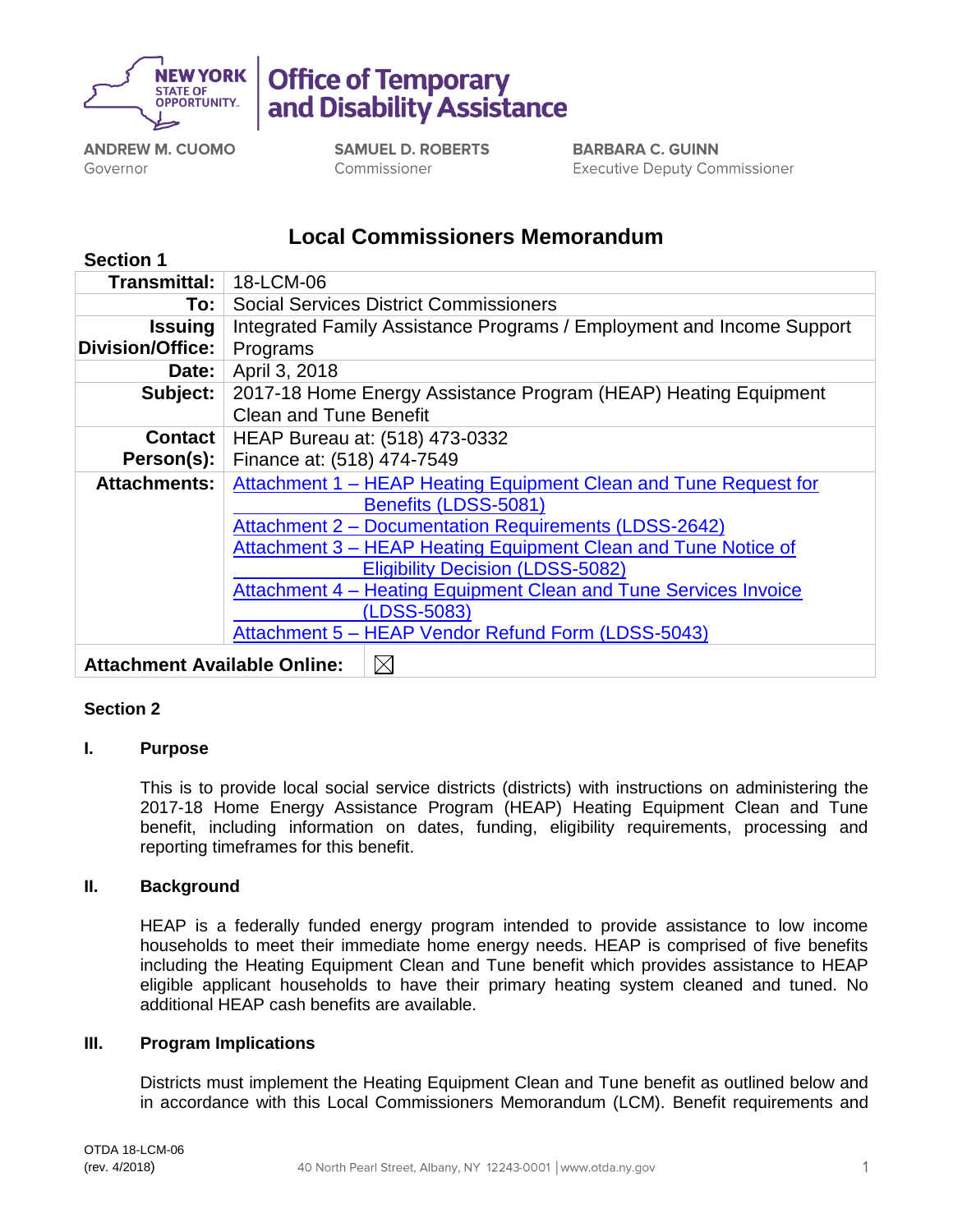**Office of Temporary and Disability Assistance**

**ANDREW M. CUOMO**
Governor

**SAMUEL D. ROBERTS**
Commissioner

**BARBARA C. GUINN**
Executive Deputy Commissioner

# Local Commissioners Memorandum

**Section 1**

| | |
|---|---|
| **Transmittal:** | 18-LCM-06 |
| **To:** | Social Services District Commissioners |
| **Issuing Division/Office:** | Integrated Family Assistance Programs / Employment and Income Support Programs |
| **Date:** | April 3, 2018 |
| **Subject:** | 2017-18 Home Energy Assistance Program (HEAP) Heating Equipment Clean and Tune Benefit |
| **Contact Person(s):** | HEAP Bureau at: (518) 473-0332<br>Finance at: (518) 474-7549 |
| **Attachments:** | Attachment 1 – HEAP Heating Equipment Clean and Tune Request for Benefits (LDSS-5081)<br>Attachment 2 – Documentation Requirements (LDSS-2642)<br>Attachment 3 – HEAP Heating Equipment Clean and Tune Notice of Eligibility Decision (LDSS-5082)<br>Attachment 4 – Heating Equipment Clean and Tune Services Invoice (LDSS-5083)<br>Attachment 5 – HEAP Vendor Refund Form (LDSS-5043) |
| **Attachment Available Online:** | ☒ |

**Section 2**

## I. Purpose

This is to provide local social service districts (districts) with instructions on administering the 2017-18 Home Energy Assistance Program (HEAP) Heating Equipment Clean and Tune benefit, including information on dates, funding, eligibility requirements, processing and reporting timeframes for this benefit.

## II. Background

HEAP is a federally funded energy program intended to provide assistance to low income households to meet their immediate home energy needs. HEAP is comprised of five benefits including the Heating Equipment Clean and Tune benefit which provides assistance to HEAP eligible applicant households to have their primary heating system cleaned and tuned. No additional HEAP cash benefits are available.

## III. Program Implications

Districts must implement the Heating Equipment Clean and Tune benefit as outlined below and in accordance with this Local Commissioners Memorandum (LCM). Benefit requirements and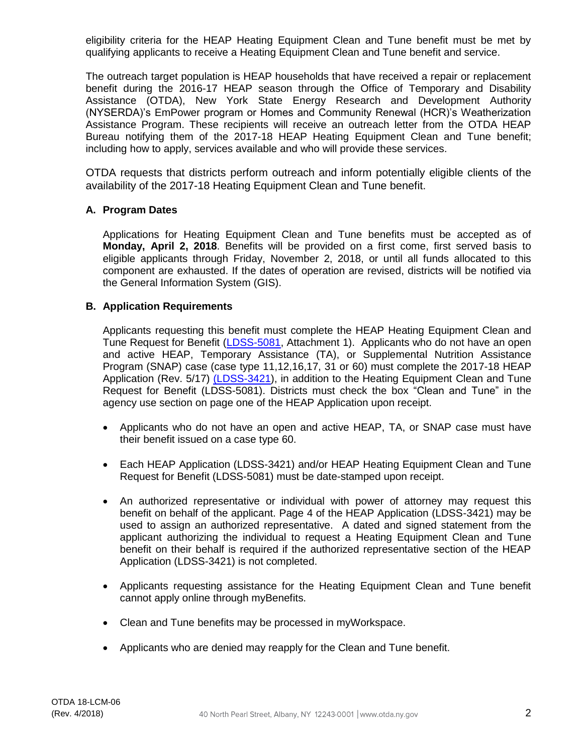eligibility criteria for the HEAP Heating Equipment Clean and Tune benefit must be met by qualifying applicants to receive a Heating Equipment Clean and Tune benefit and service.

The outreach target population is HEAP households that have received a repair or replacement benefit during the 2016-17 HEAP season through the Office of Temporary and Disability Assistance (OTDA), New York State Energy Research and Development Authority (NYSERDA)'s EmPower program or Homes and Community Renewal (HCR)'s Weatherization Assistance Program. These recipients will receive an outreach letter from the OTDA HEAP Bureau notifying them of the 2017-18 HEAP Heating Equipment Clean and Tune benefit; including how to apply, services available and who will provide these services.

OTDA requests that districts perform outreach and inform potentially eligible clients of the availability of the 2017-18 Heating Equipment Clean and Tune benefit.

### A. Program Dates

Applications for Heating Equipment Clean and Tune benefits must be accepted as of **Monday, April 2, 2018**. Benefits will be provided on a first come, first served basis to eligible applicants through Friday, November 2, 2018, or until all funds allocated to this component are exhausted. If the dates of operation are revised, districts will be notified via the General Information System (GIS).

### B. Application Requirements

Applicants requesting this benefit must complete the HEAP Heating Equipment Clean and Tune Request for Benefit (LDSS-5081, Attachment 1). Applicants who do not have an open and active HEAP, Temporary Assistance (TA), or Supplemental Nutrition Assistance Program (SNAP) case (case type 11,12,16,17, 31 or 60) must complete the 2017-18 HEAP Application (Rev. 5/17) (LDSS-3421), in addition to the Heating Equipment Clean and Tune Request for Benefit (LDSS-5081). Districts must check the box "Clean and Tune" in the agency use section on page one of the HEAP Application upon receipt.

- Applicants who do not have an open and active HEAP, TA, or SNAP case must have their benefit issued on a case type 60.
- Each HEAP Application (LDSS-3421) and/or HEAP Heating Equipment Clean and Tune Request for Benefit (LDSS-5081) must be date-stamped upon receipt.
- An authorized representative or individual with power of attorney may request this benefit on behalf of the applicant. Page 4 of the HEAP Application (LDSS-3421) may be used to assign an authorized representative. A dated and signed statement from the applicant authorizing the individual to request a Heating Equipment Clean and Tune benefit on their behalf is required if the authorized representative section of the HEAP Application (LDSS-3421) is not completed.
- Applicants requesting assistance for the Heating Equipment Clean and Tune benefit cannot apply online through myBenefits.
- Clean and Tune benefits may be processed in myWorkspace.
- Applicants who are denied may reapply for the Clean and Tune benefit.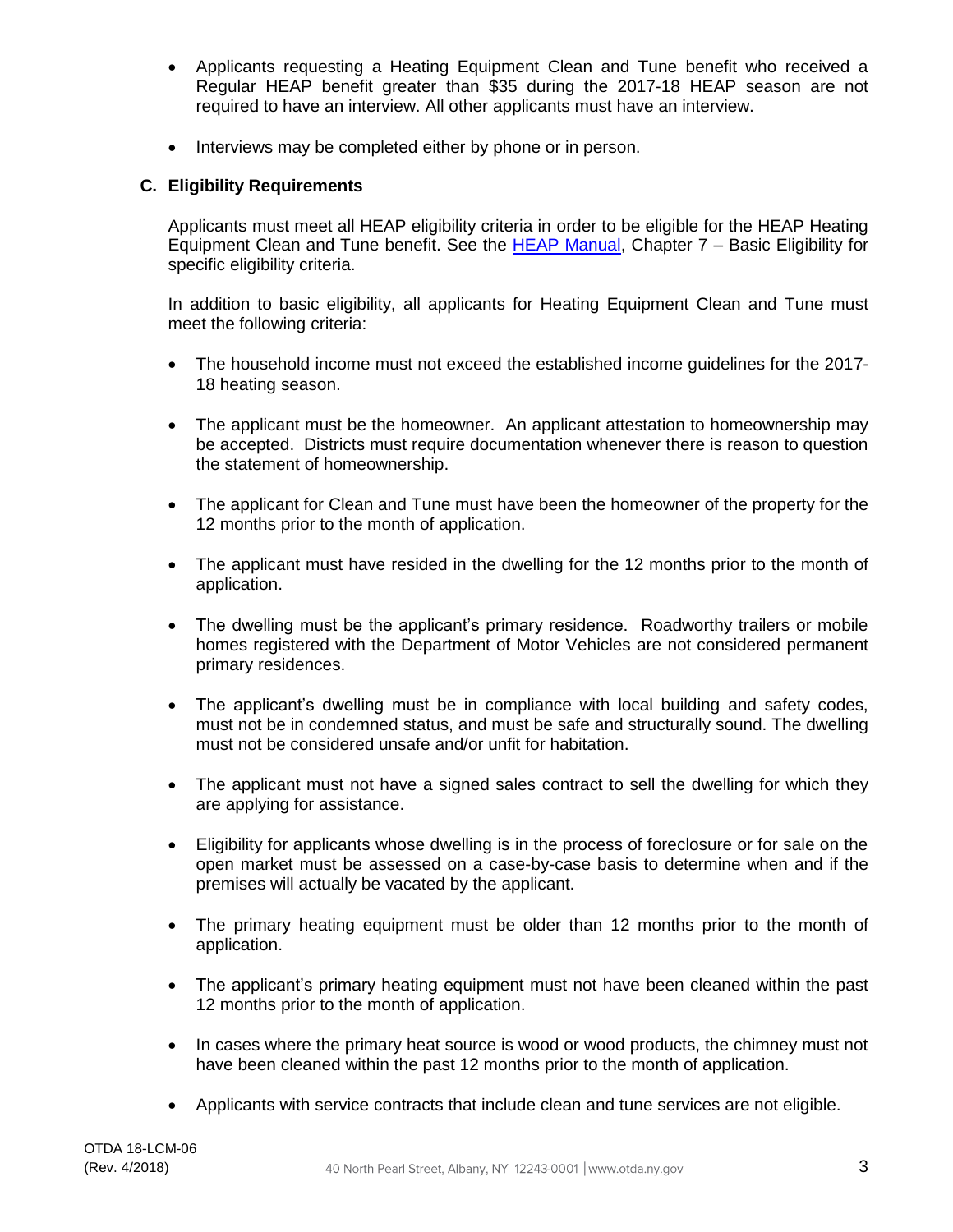- Applicants requesting a Heating Equipment Clean and Tune benefit who received a Regular HEAP benefit greater than $35 during the 2017-18 HEAP season are not required to have an interview. All other applicants must have an interview.

- Interviews may be completed either by phone or in person.

### C. Eligibility Requirements

Applicants must meet all HEAP eligibility criteria in order to be eligible for the HEAP Heating Equipment Clean and Tune benefit. See the [HEAP Manual](), Chapter 7 – Basic Eligibility for specific eligibility criteria.

In addition to basic eligibility, all applicants for Heating Equipment Clean and Tune must meet the following criteria:

- The household income must not exceed the established income guidelines for the 2017-18 heating season.

- The applicant must be the homeowner. An applicant attestation to homeownership may be accepted. Districts must require documentation whenever there is reason to question the statement of homeownership.

- The applicant for Clean and Tune must have been the homeowner of the property for the 12 months prior to the month of application.

- The applicant must have resided in the dwelling for the 12 months prior to the month of application.

- The dwelling must be the applicant's primary residence. Roadworthy trailers or mobile homes registered with the Department of Motor Vehicles are not considered permanent primary residences.

- The applicant's dwelling must be in compliance with local building and safety codes, must not be in condemned status, and must be safe and structurally sound. The dwelling must not be considered unsafe and/or unfit for habitation.

- The applicant must not have a signed sales contract to sell the dwelling for which they are applying for assistance.

- Eligibility for applicants whose dwelling is in the process of foreclosure or for sale on the open market must be assessed on a case-by-case basis to determine when and if the premises will actually be vacated by the applicant.

- The primary heating equipment must be older than 12 months prior to the month of application.

- The applicant's primary heating equipment must not have been cleaned within the past 12 months prior to the month of application.

- In cases where the primary heat source is wood or wood products, the chimney must not have been cleaned within the past 12 months prior to the month of application.

- Applicants with service contracts that include clean and tune services are not eligible.

OTDA 18-LCM-06
(Rev. 4/2018)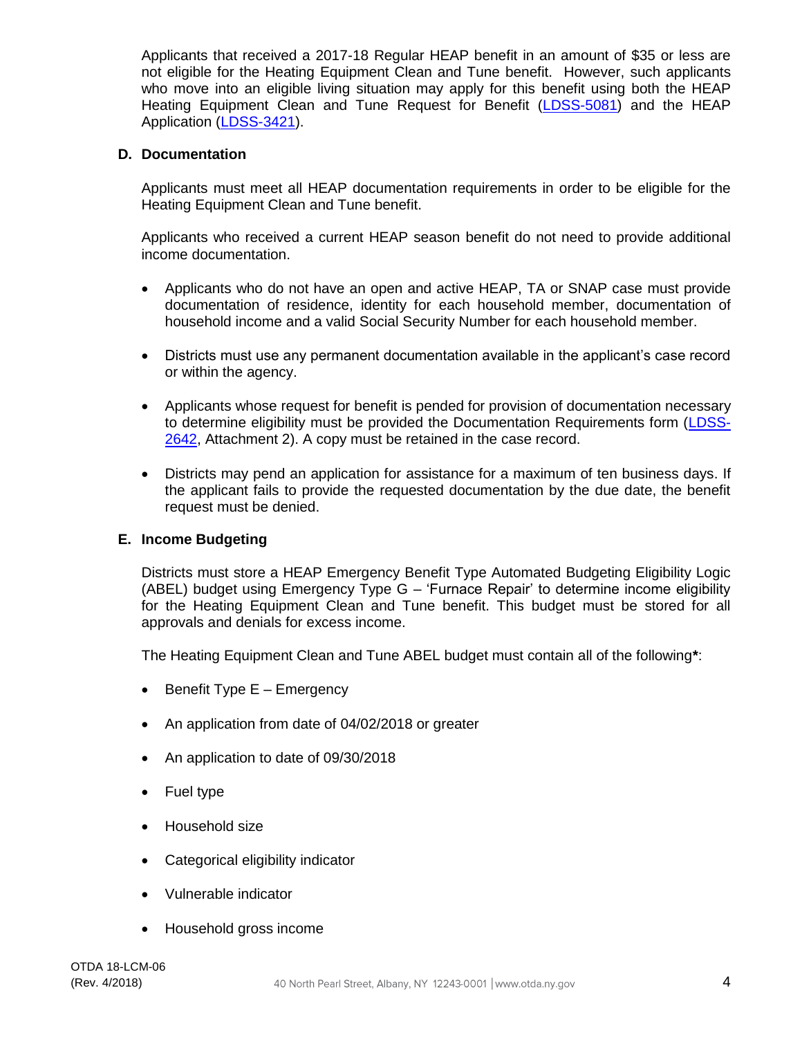Applicants that received a 2017-18 Regular HEAP benefit in an amount of $35 or less are not eligible for the Heating Equipment Clean and Tune benefit. However, such applicants who move into an eligible living situation may apply for this benefit using both the HEAP Heating Equipment Clean and Tune Request for Benefit (LDSS-5081) and the HEAP Application (LDSS-3421).

### D. Documentation

Applicants must meet all HEAP documentation requirements in order to be eligible for the Heating Equipment Clean and Tune benefit.

Applicants who received a current HEAP season benefit do not need to provide additional income documentation.

- Applicants who do not have an open and active HEAP, TA or SNAP case must provide documentation of residence, identity for each household member, documentation of household income and a valid Social Security Number for each household member.
- Districts must use any permanent documentation available in the applicant's case record or within the agency.
- Applicants whose request for benefit is pended for provision of documentation necessary to determine eligibility must be provided the Documentation Requirements form (LDSS-2642, Attachment 2). A copy must be retained in the case record.
- Districts may pend an application for assistance for a maximum of ten business days. If the applicant fails to provide the requested documentation by the due date, the benefit request must be denied.

### E. Income Budgeting

Districts must store a HEAP Emergency Benefit Type Automated Budgeting Eligibility Logic (ABEL) budget using Emergency Type G – 'Furnace Repair' to determine income eligibility for the Heating Equipment Clean and Tune benefit. This budget must be stored for all approvals and denials for excess income.

The Heating Equipment Clean and Tune ABEL budget must contain all of the following**\***:

- Benefit Type E – Emergency
- An application from date of 04/02/2018 or greater
- An application to date of 09/30/2018
- Fuel type
- Household size
- Categorical eligibility indicator
- Vulnerable indicator
- Household gross income

OTDA 18-LCM-06
(Rev. 4/2018)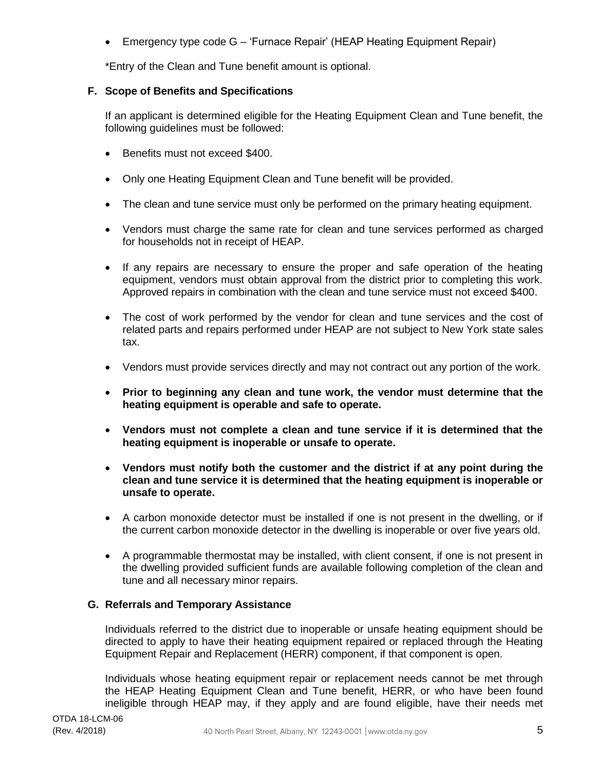- Emergency type code G – 'Furnace Repair' (HEAP Heating Equipment Repair)

*Entry of the Clean and Tune benefit amount is optional.

### F. Scope of Benefits and Specifications

If an applicant is determined eligible for the Heating Equipment Clean and Tune benefit, the following guidelines must be followed:

- Benefits must not exceed $400.
- Only one Heating Equipment Clean and Tune benefit will be provided.
- The clean and tune service must only be performed on the primary heating equipment.
- Vendors must charge the same rate for clean and tune services performed as charged for households not in receipt of HEAP.
- If any repairs are necessary to ensure the proper and safe operation of the heating equipment, vendors must obtain approval from the district prior to completing this work. Approved repairs in combination with the clean and tune service must not exceed $400.
- The cost of work performed by the vendor for clean and tune services and the cost of related parts and repairs performed under HEAP are not subject to New York state sales tax.
- Vendors must provide services directly and may not contract out any portion of the work.
- **Prior to beginning any clean and tune work, the vendor must determine that the heating equipment is operable and safe to operate.**
- **Vendors must not complete a clean and tune service if it is determined that the heating equipment is inoperable or unsafe to operate.**
- **Vendors must notify both the customer and the district if at any point during the clean and tune service it is determined that the heating equipment is inoperable or unsafe to operate.**
- A carbon monoxide detector must be installed if one is not present in the dwelling, or if the current carbon monoxide detector in the dwelling is inoperable or over five years old.
- A programmable thermostat may be installed, with client consent, if one is not present in the dwelling provided sufficient funds are available following completion of the clean and tune and all necessary minor repairs.

### G. Referrals and Temporary Assistance

Individuals referred to the district due to inoperable or unsafe heating equipment should be directed to apply to have their heating equipment repaired or replaced through the Heating Equipment Repair and Replacement (HERR) component, if that component is open.

Individuals whose heating equipment repair or replacement needs cannot be met through the HEAP Heating Equipment Clean and Tune benefit, HERR, or who have been found ineligible through HEAP may, if they apply and are found eligible, have their needs met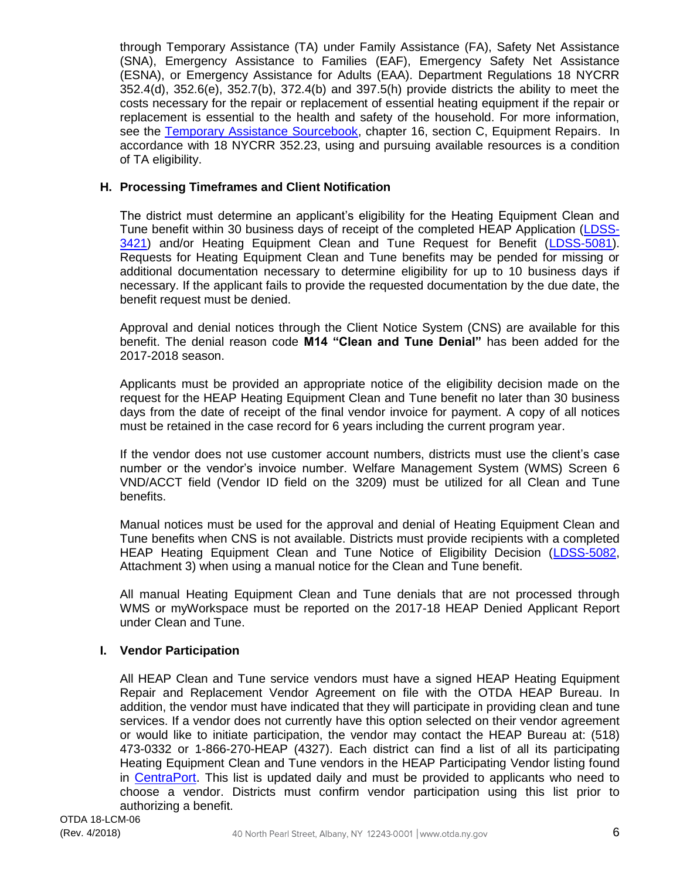through Temporary Assistance (TA) under Family Assistance (FA), Safety Net Assistance (SNA), Emergency Assistance to Families (EAF), Emergency Safety Net Assistance (ESNA), or Emergency Assistance for Adults (EAA). Department Regulations 18 NYCRR 352.4(d), 352.6(e), 352.7(b), 372.4(b) and 397.5(h) provide districts the ability to meet the costs necessary for the repair or replacement of essential heating equipment if the repair or replacement is essential to the health and safety of the household. For more information, see the Temporary Assistance Sourcebook, chapter 16, section C, Equipment Repairs. In accordance with 18 NYCRR 352.23, using and pursuing available resources is a condition of TA eligibility.

### H. Processing Timeframes and Client Notification

The district must determine an applicant's eligibility for the Heating Equipment Clean and Tune benefit within 30 business days of receipt of the completed HEAP Application (LDSS-3421) and/or Heating Equipment Clean and Tune Request for Benefit (LDSS-5081). Requests for Heating Equipment Clean and Tune benefits may be pended for missing or additional documentation necessary to determine eligibility for up to 10 business days if necessary. If the applicant fails to provide the requested documentation by the due date, the benefit request must be denied.

Approval and denial notices through the Client Notice System (CNS) are available for this benefit. The denial reason code **M14 "Clean and Tune Denial"** has been added for the 2017-2018 season.

Applicants must be provided an appropriate notice of the eligibility decision made on the request for the HEAP Heating Equipment Clean and Tune benefit no later than 30 business days from the date of receipt of the final vendor invoice for payment. A copy of all notices must be retained in the case record for 6 years including the current program year.

If the vendor does not use customer account numbers, districts must use the client's case number or the vendor's invoice number. Welfare Management System (WMS) Screen 6 VND/ACCT field (Vendor ID field on the 3209) must be utilized for all Clean and Tune benefits.

Manual notices must be used for the approval and denial of Heating Equipment Clean and Tune benefits when CNS is not available. Districts must provide recipients with a completed HEAP Heating Equipment Clean and Tune Notice of Eligibility Decision (LDSS-5082, Attachment 3) when using a manual notice for the Clean and Tune benefit.

All manual Heating Equipment Clean and Tune denials that are not processed through WMS or myWorkspace must be reported on the 2017-18 HEAP Denied Applicant Report under Clean and Tune.

### I. Vendor Participation

All HEAP Clean and Tune service vendors must have a signed HEAP Heating Equipment Repair and Replacement Vendor Agreement on file with the OTDA HEAP Bureau. In addition, the vendor must have indicated that they will participate in providing clean and tune services. If a vendor does not currently have this option selected on their vendor agreement or would like to initiate participation, the vendor may contact the HEAP Bureau at: (518) 473-0332 or 1-866-270-HEAP (4327). Each district can find a list of all its participating Heating Equipment Clean and Tune vendors in the HEAP Participating Vendor listing found in CentraPort. This list is updated daily and must be provided to applicants who need to choose a vendor. Districts must confirm vendor participation using this list prior to authorizing a benefit.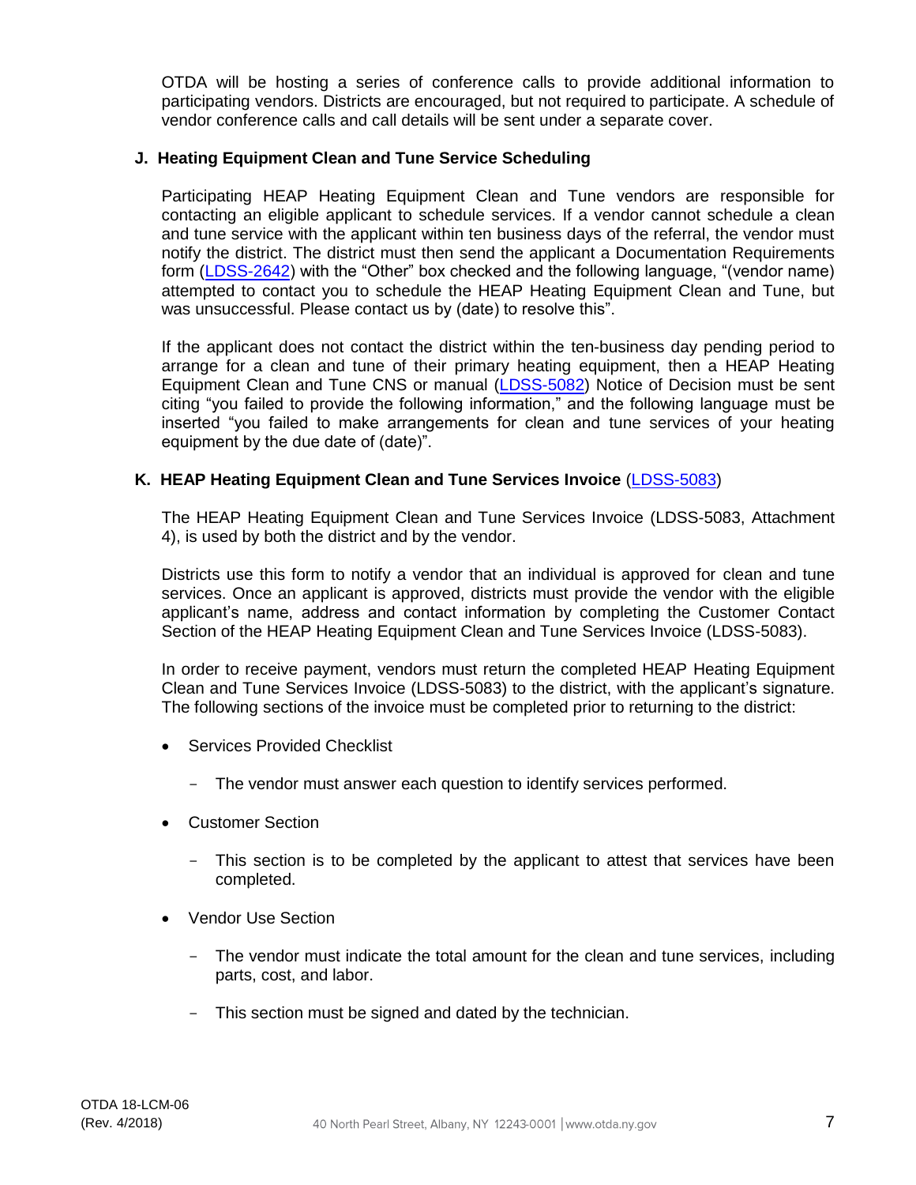OTDA will be hosting a series of conference calls to provide additional information to participating vendors. Districts are encouraged, but not required to participate. A schedule of vendor conference calls and call details will be sent under a separate cover.

### J. Heating Equipment Clean and Tune Service Scheduling

Participating HEAP Heating Equipment Clean and Tune vendors are responsible for contacting an eligible applicant to schedule services. If a vendor cannot schedule a clean and tune service with the applicant within ten business days of the referral, the vendor must notify the district. The district must then send the applicant a Documentation Requirements form (LDSS-2642) with the "Other" box checked and the following language, "(vendor name) attempted to contact you to schedule the HEAP Heating Equipment Clean and Tune, but was unsuccessful. Please contact us by (date) to resolve this".

If the applicant does not contact the district within the ten-business day pending period to arrange for a clean and tune of their primary heating equipment, then a HEAP Heating Equipment Clean and Tune CNS or manual (LDSS-5082) Notice of Decision must be sent citing "you failed to provide the following information," and the following language must be inserted "you failed to make arrangements for clean and tune services of your heating equipment by the due date of (date)".

### K. HEAP Heating Equipment Clean and Tune Services Invoice (LDSS-5083)

The HEAP Heating Equipment Clean and Tune Services Invoice (LDSS-5083, Attachment 4), is used by both the district and by the vendor.

Districts use this form to notify a vendor that an individual is approved for clean and tune services. Once an applicant is approved, districts must provide the vendor with the eligible applicant's name, address and contact information by completing the Customer Contact Section of the HEAP Heating Equipment Clean and Tune Services Invoice (LDSS-5083).

In order to receive payment, vendors must return the completed HEAP Heating Equipment Clean and Tune Services Invoice (LDSS-5083) to the district, with the applicant's signature. The following sections of the invoice must be completed prior to returning to the district:

- Services Provided Checklist
  - The vendor must answer each question to identify services performed.
- Customer Section
  - This section is to be completed by the applicant to attest that services have been completed.
- Vendor Use Section
  - The vendor must indicate the total amount for the clean and tune services, including parts, cost, and labor.
  - This section must be signed and dated by the technician.

OTDA 18-LCM-06
(Rev. 4/2018)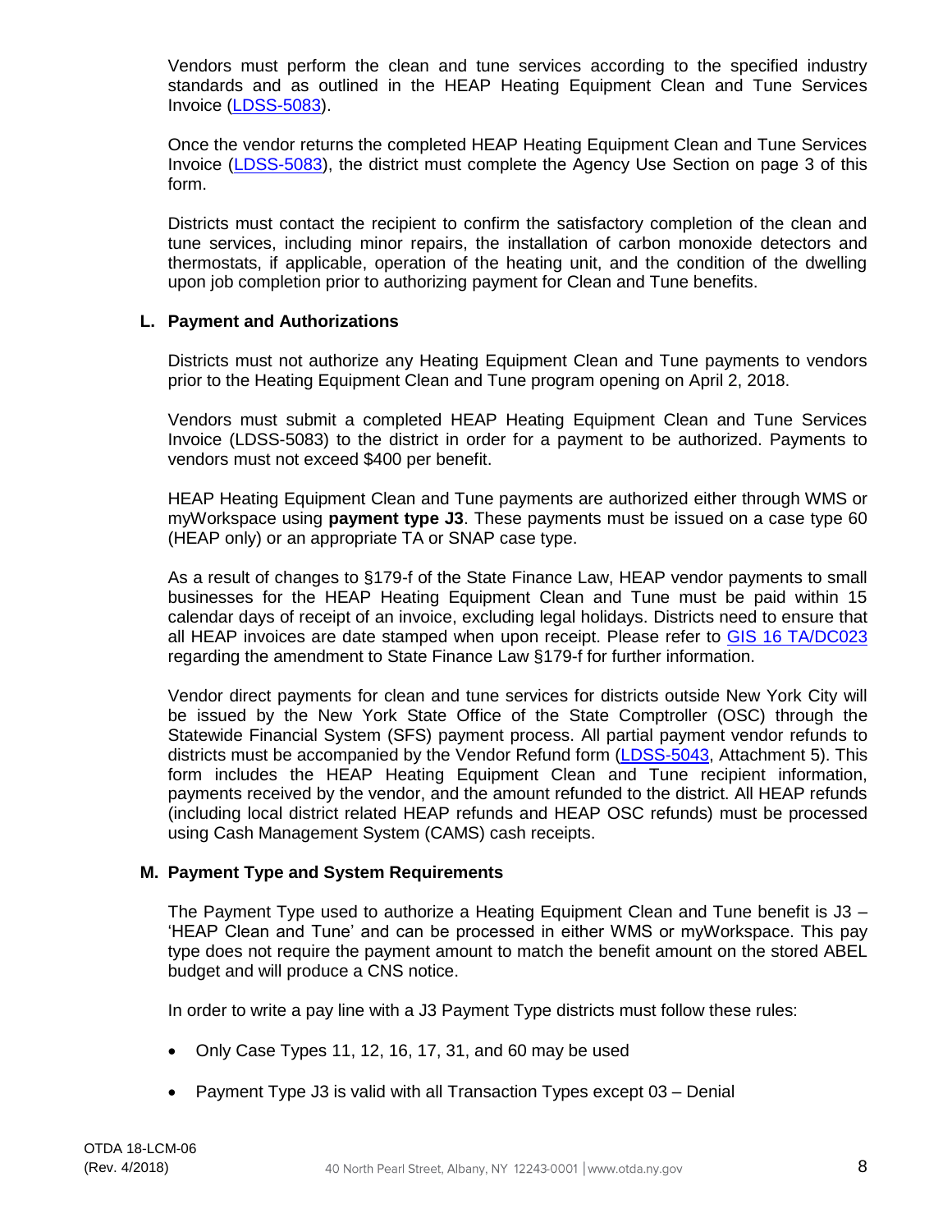Vendors must perform the clean and tune services according to the specified industry standards and as outlined in the HEAP Heating Equipment Clean and Tune Services Invoice (LDSS-5083).

Once the vendor returns the completed HEAP Heating Equipment Clean and Tune Services Invoice (LDSS-5083), the district must complete the Agency Use Section on page 3 of this form.

Districts must contact the recipient to confirm the satisfactory completion of the clean and tune services, including minor repairs, the installation of carbon monoxide detectors and thermostats, if applicable, operation of the heating unit, and the condition of the dwelling upon job completion prior to authorizing payment for Clean and Tune benefits.

### L. Payment and Authorizations

Districts must not authorize any Heating Equipment Clean and Tune payments to vendors prior to the Heating Equipment Clean and Tune program opening on April 2, 2018.

Vendors must submit a completed HEAP Heating Equipment Clean and Tune Services Invoice (LDSS-5083) to the district in order for a payment to be authorized. Payments to vendors must not exceed $400 per benefit.

HEAP Heating Equipment Clean and Tune payments are authorized either through WMS or myWorkspace using **payment type J3**. These payments must be issued on a case type 60 (HEAP only) or an appropriate TA or SNAP case type.

As a result of changes to §179-f of the State Finance Law, HEAP vendor payments to small businesses for the HEAP Heating Equipment Clean and Tune must be paid within 15 calendar days of receipt of an invoice, excluding legal holidays. Districts need to ensure that all HEAP invoices are date stamped when upon receipt. Please refer to GIS 16 TA/DC023 regarding the amendment to State Finance Law §179-f for further information.

Vendor direct payments for clean and tune services for districts outside New York City will be issued by the New York State Office of the State Comptroller (OSC) through the Statewide Financial System (SFS) payment process. All partial payment vendor refunds to districts must be accompanied by the Vendor Refund form (LDSS-5043, Attachment 5). This form includes the HEAP Heating Equipment Clean and Tune recipient information, payments received by the vendor, and the amount refunded to the district. All HEAP refunds (including local district related HEAP refunds and HEAP OSC refunds) must be processed using Cash Management System (CAMS) cash receipts.

### M. Payment Type and System Requirements

The Payment Type used to authorize a Heating Equipment Clean and Tune benefit is J3 – 'HEAP Clean and Tune' and can be processed in either WMS or myWorkspace. This pay type does not require the payment amount to match the benefit amount on the stored ABEL budget and will produce a CNS notice.

In order to write a pay line with a J3 Payment Type districts must follow these rules:

- Only Case Types 11, 12, 16, 17, 31, and 60 may be used
- Payment Type J3 is valid with all Transaction Types except 03 – Denial

OTDA 18-LCM-06
(Rev. 4/2018)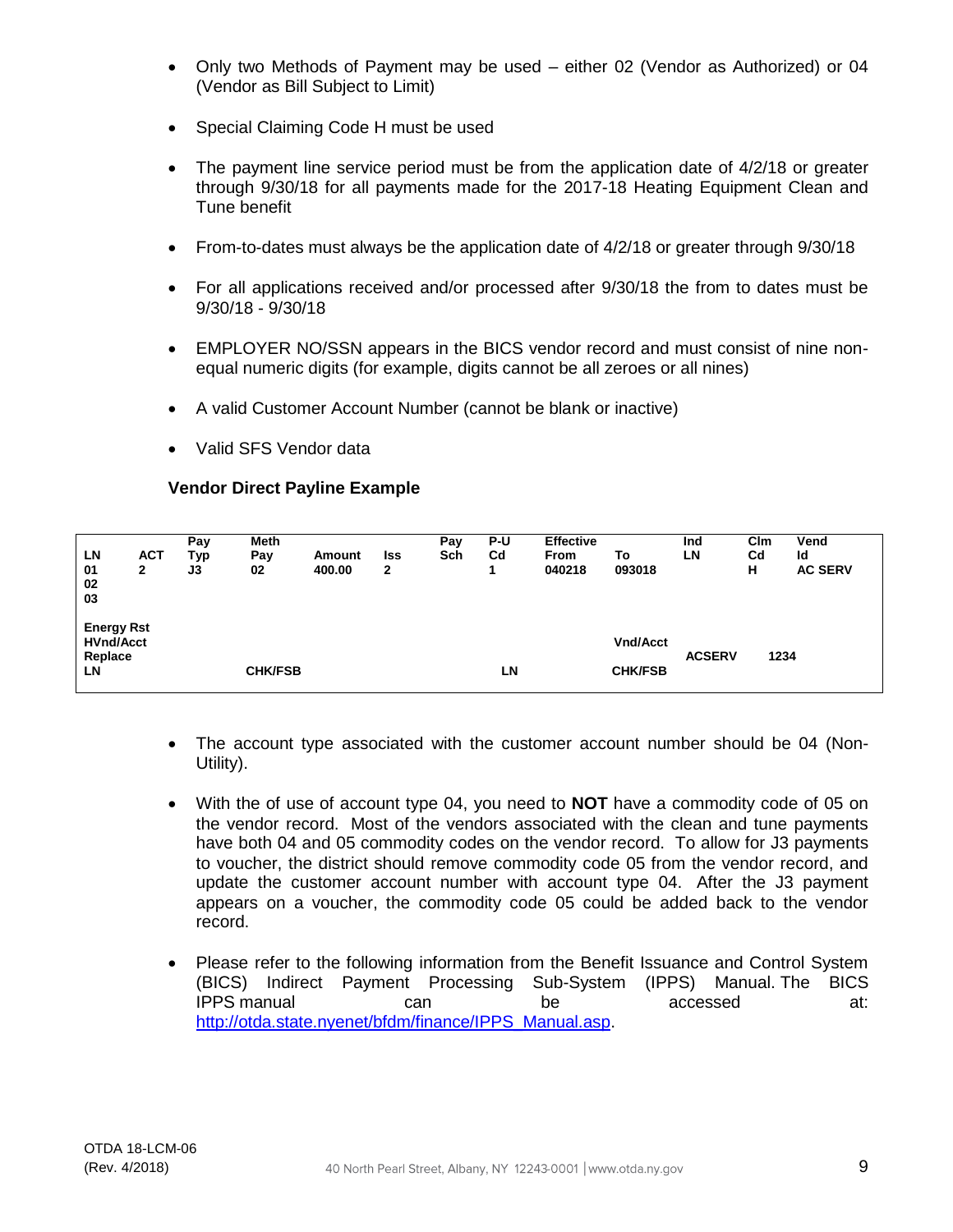- Only two Methods of Payment may be used – either 02 (Vendor as Authorized) or 04 (Vendor as Bill Subject to Limit)
- Special Claiming Code H must be used
- The payment line service period must be from the application date of 4/2/18 or greater through 9/30/18 for all payments made for the 2017-18 Heating Equipment Clean and Tune benefit
- From-to-dates must always be the application date of 4/2/18 or greater through 9/30/18
- For all applications received and/or processed after 9/30/18 the from to dates must be 9/30/18 - 9/30/18
- EMPLOYER NO/SSN appears in the BICS vendor record and must consist of nine non-equal numeric digits (for example, digits cannot be all zeroes or all nines)
- A valid Customer Account Number (cannot be blank or inactive)
- Valid SFS Vendor data

**Vendor Direct Payline Example**

| LN | ACT | Pay Typ | Meth Pay | Amount | Iss | Pay Sch | P-U Cd | Effective From | To | Ind LN | Clm Cd | Vend Id |
|---|---|---|---|---|---|---|---|---|---|---|---|---|
| 01 | 2 | J3 | 02 | 400.00 | 2 | | 1 | 040218 | 093018 | | H | AC SERV |
| 02 | | | | | | | | | | | | |
| 03 | | | | | | | | | | | | |

| Energy Rst HVnd/Acct Replace LN | CHK/FSB | LN | Vnd/Acct CHK/FSB | ACSERV | 1234 |
|---|---|---|---|---|---|

- The account type associated with the customer account number should be 04 (Non-Utility).
- With the of use of account type 04, you need to **NOT** have a commodity code of 05 on the vendor record. Most of the vendors associated with the clean and tune payments have both 04 and 05 commodity codes on the vendor record. To allow for J3 payments to voucher, the district should remove commodity code 05 from the vendor record, and update the customer account number with account type 04. After the J3 payment appears on a voucher, the commodity code 05 could be added back to the vendor record.
- Please refer to the following information from the Benefit Issuance and Control System (BICS) Indirect Payment Processing Sub-System (IPPS) Manual. The BICS IPPS manual can be accessed at: [http://otda.state.nyenet/bfdm/finance/IPPS_Manual.asp](http://otda.state.nyenet/bfdm/finance/IPPS_Manual.asp).

OTDA 18-LCM-06
(Rev. 4/2018)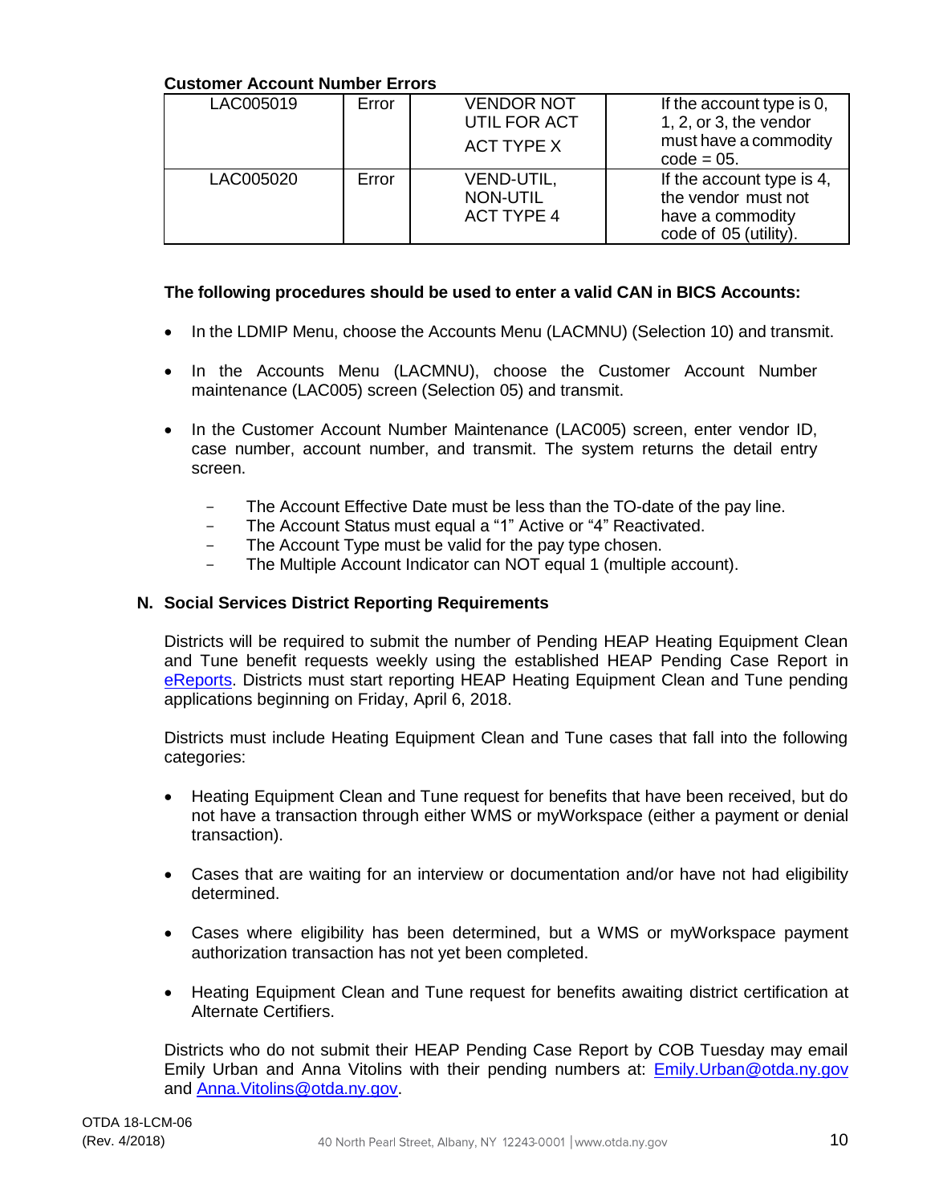**Customer Account Number Errors**

| | | | |
|---|---|---|---|
| LAC005019 | Error | VENDOR NOT UTIL FOR ACT ACT TYPE X | If the account type is 0, 1, 2, or 3, the vendor must have a commodity code = 05. |
| LAC005020 | Error | VEND-UTIL, NON-UTIL ACT TYPE 4 | If the account type is 4, the vendor must not have a commodity code of 05 (utility). |

**The following procedures should be used to enter a valid CAN in BICS Accounts:**

- In the LDMIP Menu, choose the Accounts Menu (LACMNU) (Selection 10) and transmit.
- In the Accounts Menu (LACMNU), choose the Customer Account Number maintenance (LAC005) screen (Selection 05) and transmit.
- In the Customer Account Number Maintenance (LAC005) screen, enter vendor ID, case number, account number, and transmit. The system returns the detail entry screen.
  - The Account Effective Date must be less than the TO-date of the pay line.
  - The Account Status must equal a "1" Active or "4" Reactivated.
  - The Account Type must be valid for the pay type chosen.
  - The Multiple Account Indicator can NOT equal 1 (multiple account).

## N. Social Services District Reporting Requirements

Districts will be required to submit the number of Pending HEAP Heating Equipment Clean and Tune benefit requests weekly using the established HEAP Pending Case Report in eReports. Districts must start reporting HEAP Heating Equipment Clean and Tune pending applications beginning on Friday, April 6, 2018.

Districts must include Heating Equipment Clean and Tune cases that fall into the following categories:

- Heating Equipment Clean and Tune request for benefits that have been received, but do not have a transaction through either WMS or myWorkspace (either a payment or denial transaction).
- Cases that are waiting for an interview or documentation and/or have not had eligibility determined.
- Cases where eligibility has been determined, but a WMS or myWorkspace payment authorization transaction has not yet been completed.
- Heating Equipment Clean and Tune request for benefits awaiting district certification at Alternate Certifiers.

Districts who do not submit their HEAP Pending Case Report by COB Tuesday may email Emily Urban and Anna Vitolins with their pending numbers at: Emily.Urban@otda.ny.gov and Anna.Vitolins@otda.ny.gov.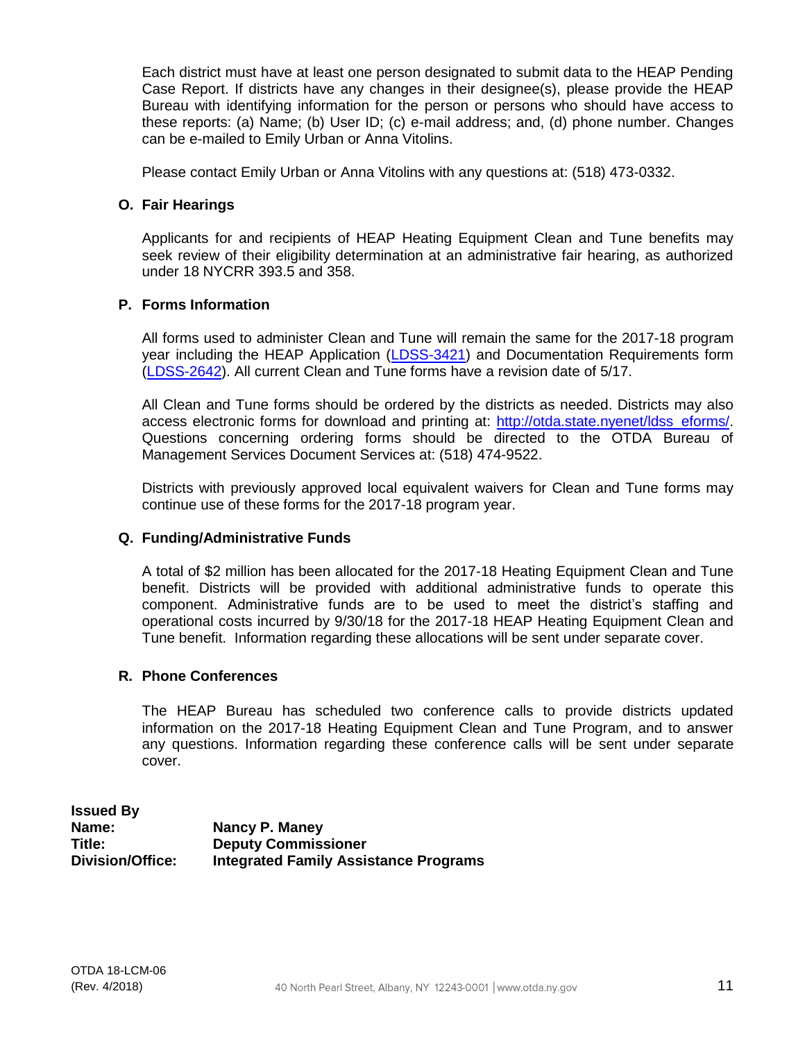Each district must have at least one person designated to submit data to the HEAP Pending Case Report. If districts have any changes in their designee(s), please provide the HEAP Bureau with identifying information for the person or persons who should have access to these reports: (a) Name; (b) User ID; (c) e-mail address; and, (d) phone number. Changes can be e-mailed to Emily Urban or Anna Vitolins.

Please contact Emily Urban or Anna Vitolins with any questions at: (518) 473-0332.

### O. Fair Hearings

Applicants for and recipients of HEAP Heating Equipment Clean and Tune benefits may seek review of their eligibility determination at an administrative fair hearing, as authorized under 18 NYCRR 393.5 and 358.

### P. Forms Information

All forms used to administer Clean and Tune will remain the same for the 2017-18 program year including the HEAP Application (LDSS-3421) and Documentation Requirements form (LDSS-2642). All current Clean and Tune forms have a revision date of 5/17.

All Clean and Tune forms should be ordered by the districts as needed. Districts may also access electronic forms for download and printing at: http://otda.state.nyenet/ldss_eforms/. Questions concerning ordering forms should be directed to the OTDA Bureau of Management Services Document Services at: (518) 474-9522.

Districts with previously approved local equivalent waivers for Clean and Tune forms may continue use of these forms for the 2017-18 program year.

### Q. Funding/Administrative Funds

A total of $2 million has been allocated for the 2017-18 Heating Equipment Clean and Tune benefit. Districts will be provided with additional administrative funds to operate this component. Administrative funds are to be used to meet the district's staffing and operational costs incurred by 9/30/18 for the 2017-18 HEAP Heating Equipment Clean and Tune benefit. Information regarding these allocations will be sent under separate cover.

### R. Phone Conferences

The HEAP Bureau has scheduled two conference calls to provide districts updated information on the 2017-18 Heating Equipment Clean and Tune Program, and to answer any questions. Information regarding these conference calls will be sent under separate cover.

**Issued By**

| | |
|---|---|
| **Name:** | **Nancy P. Maney** |
| **Title:** | **Deputy Commissioner** |
| **Division/Office:** | **Integrated Family Assistance Programs** |

OTDA 18-LCM-06
(Rev. 4/2018)